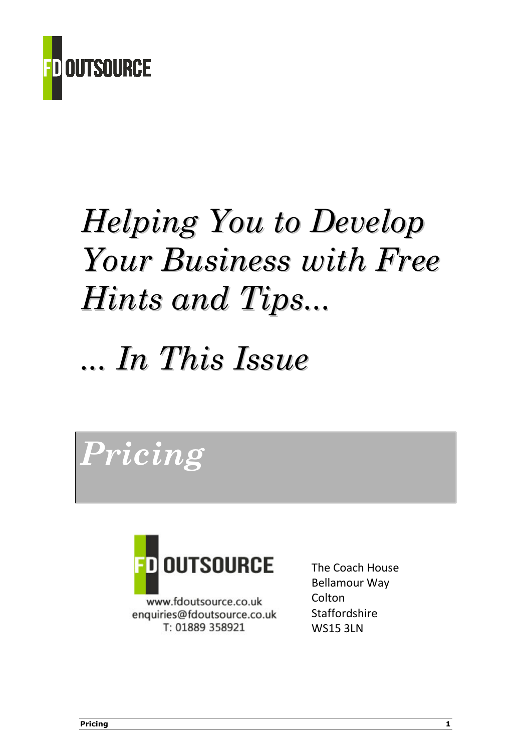FD OUTSOURCE

# *Helping You to Develop Your Business with Free Hints and Tips...*

# *... In This Issue*

## *Pricing*

FD OUTSOURCE

www.fdoutsource.co.uk
enquiries@fdoutsource.co.uk
T: 01889 358921

The Coach House
Bellamour Way
Colton
Staffordshire
WS15 3LN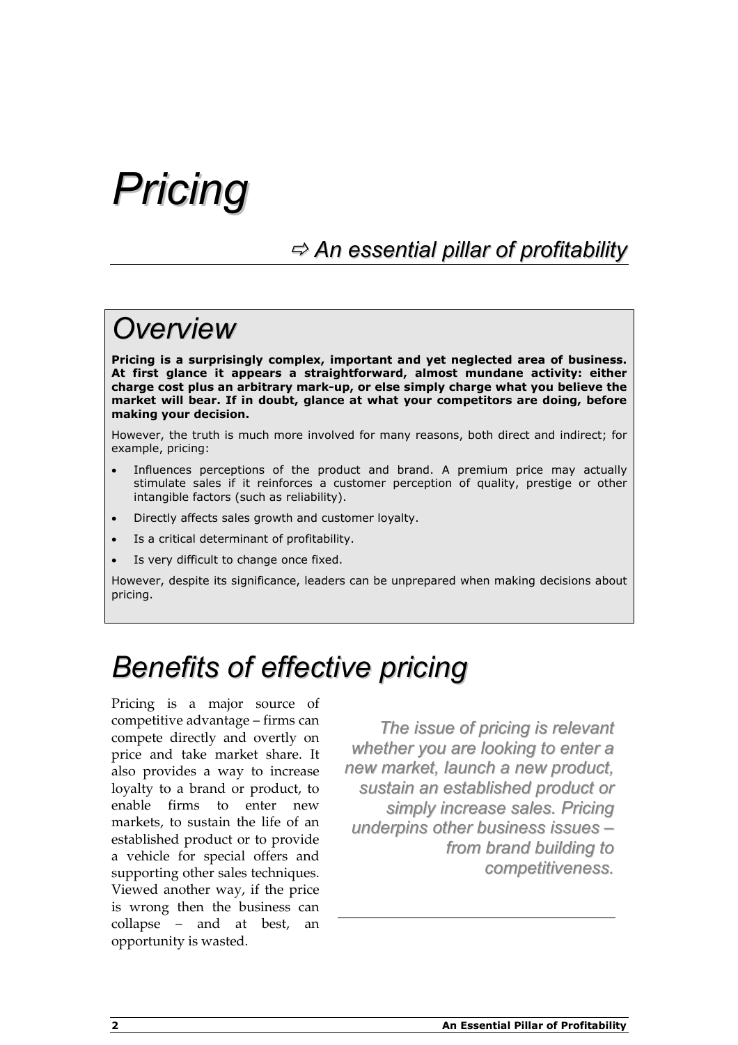# *Pricing*

## *⇨ An essential pillar of profitability*

## *Overview*

**Pricing is a surprisingly complex, important and yet neglected area of business. At first glance it appears a straightforward, almost mundane activity: either charge cost plus an arbitrary mark-up, or else simply charge what you believe the market will bear. If in doubt, glance at what your competitors are doing, before making your decision.**

However, the truth is much more involved for many reasons, both direct and indirect; for example, pricing:

- Influences perceptions of the product and brand. A premium price may actually stimulate sales if it reinforces a customer perception of quality, prestige or other intangible factors (such as reliability).
- Directly affects sales growth and customer loyalty.
- Is a critical determinant of profitability.
- Is very difficult to change once fixed.

However, despite its significance, leaders can be unprepared when making decisions about pricing.

# *Benefits of effective pricing*

Pricing is a major source of competitive advantage – firms can compete directly and overtly on price and take market share. It also provides a way to increase loyalty to a brand or product, to enable firms to enter new markets, to sustain the life of an established product or to provide a vehicle for special offers and supporting other sales techniques. Viewed another way, if the price is wrong then the business can collapse – and at best, an opportunity is wasted.

*The issue of pricing is relevant whether you are looking to enter a new market, launch a new product, sustain an established product or simply increase sales. Pricing underpins other business issues – from brand building to competitiveness.*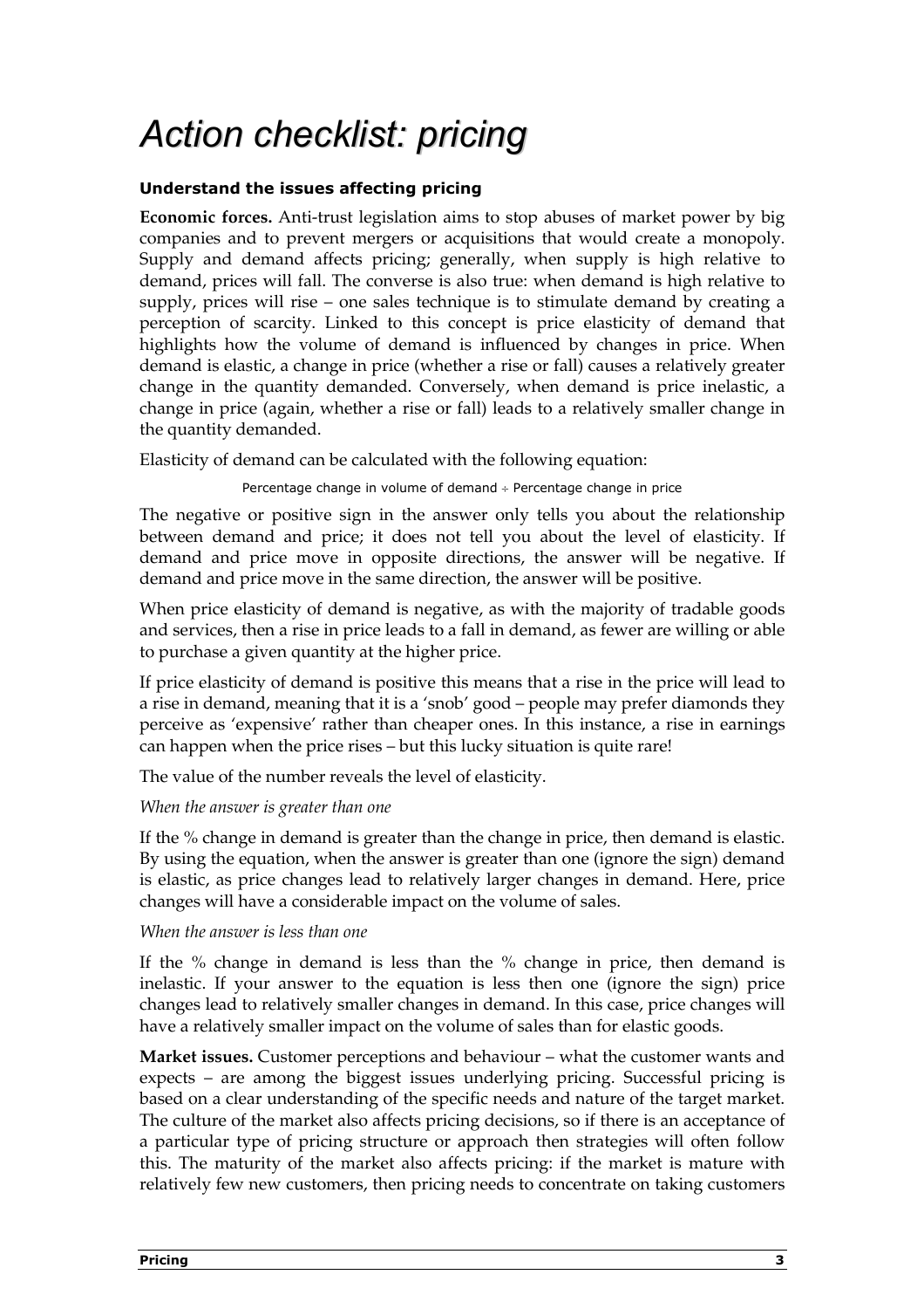# Action checklist: pricing

**Understand the issues affecting pricing**

**Economic forces.** Anti-trust legislation aims to stop abuses of market power by big companies and to prevent mergers or acquisitions that would create a monopoly. Supply and demand affects pricing; generally, when supply is high relative to demand, prices will fall. The converse is also true: when demand is high relative to supply, prices will rise – one sales technique is to stimulate demand by creating a perception of scarcity. Linked to this concept is price elasticity of demand that highlights how the volume of demand is influenced by changes in price. When demand is elastic, a change in price (whether a rise or fall) causes a relatively greater change in the quantity demanded. Conversely, when demand is price inelastic, a change in price (again, whether a rise or fall) leads to a relatively smaller change in the quantity demanded.

Elasticity of demand can be calculated with the following equation:

$$\text{Percentage change in volume of demand} \div \text{Percentage change in price}$$

The negative or positive sign in the answer only tells you about the relationship between demand and price; it does not tell you about the level of elasticity. If demand and price move in opposite directions, the answer will be negative. If demand and price move in the same direction, the answer will be positive.

When price elasticity of demand is negative, as with the majority of tradable goods and services, then a rise in price leads to a fall in demand, as fewer are willing or able to purchase a given quantity at the higher price.

If price elasticity of demand is positive this means that a rise in the price will lead to a rise in demand, meaning that it is a 'snob' good – people may prefer diamonds they perceive as 'expensive' rather than cheaper ones. In this instance, a rise in earnings can happen when the price rises – but this lucky situation is quite rare!

The value of the number reveals the level of elasticity.

*When the answer is greater than one*

If the % change in demand is greater than the change in price, then demand is elastic. By using the equation, when the answer is greater than one (ignore the sign) demand is elastic, as price changes lead to relatively larger changes in demand. Here, price changes will have a considerable impact on the volume of sales.

*When the answer is less than one*

If the % change in demand is less than the % change in price, then demand is inelastic. If your answer to the equation is less then one (ignore the sign) price changes lead to relatively smaller changes in demand. In this case, price changes will have a relatively smaller impact on the volume of sales than for elastic goods.

**Market issues.** Customer perceptions and behaviour – what the customer wants and expects – are among the biggest issues underlying pricing. Successful pricing is based on a clear understanding of the specific needs and nature of the target market. The culture of the market also affects pricing decisions, so if there is an acceptance of a particular type of pricing structure or approach then strategies will often follow this. The maturity of the market also affects pricing: if the market is mature with relatively few new customers, then pricing needs to concentrate on taking customers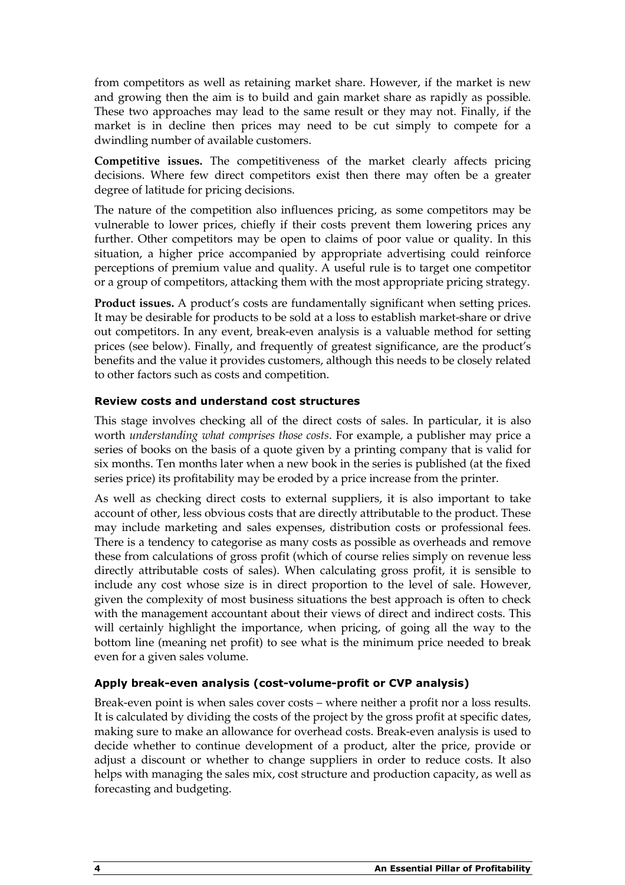from competitors as well as retaining market share. However, if the market is new and growing then the aim is to build and gain market share as rapidly as possible. These two approaches may lead to the same result or they may not. Finally, if the market is in decline then prices may need to be cut simply to compete for a dwindling number of available customers.

**Competitive issues.** The competitiveness of the market clearly affects pricing decisions. Where few direct competitors exist then there may often be a greater degree of latitude for pricing decisions.

The nature of the competition also influences pricing, as some competitors may be vulnerable to lower prices, chiefly if their costs prevent them lowering prices any further. Other competitors may be open to claims of poor value or quality. In this situation, a higher price accompanied by appropriate advertising could reinforce perceptions of premium value and quality. A useful rule is to target one competitor or a group of competitors, attacking them with the most appropriate pricing strategy.

**Product issues.** A product's costs are fundamentally significant when setting prices. It may be desirable for products to be sold at a loss to establish market-share or drive out competitors. In any event, break-even analysis is a valuable method for setting prices (see below). Finally, and frequently of greatest significance, are the product's benefits and the value it provides customers, although this needs to be closely related to other factors such as costs and competition.

### Review costs and understand cost structures

This stage involves checking all of the direct costs of sales. In particular, it is also worth *understanding what comprises those costs*. For example, a publisher may price a series of books on the basis of a quote given by a printing company that is valid for six months. Ten months later when a new book in the series is published (at the fixed series price) its profitability may be eroded by a price increase from the printer.

As well as checking direct costs to external suppliers, it is also important to take account of other, less obvious costs that are directly attributable to the product. These may include marketing and sales expenses, distribution costs or professional fees. There is a tendency to categorise as many costs as possible as overheads and remove these from calculations of gross profit (which of course relies simply on revenue less directly attributable costs of sales). When calculating gross profit, it is sensible to include any cost whose size is in direct proportion to the level of sale. However, given the complexity of most business situations the best approach is often to check with the management accountant about their views of direct and indirect costs. This will certainly highlight the importance, when pricing, of going all the way to the bottom line (meaning net profit) to see what is the minimum price needed to break even for a given sales volume.

### Apply break-even analysis (cost-volume-profit or CVP analysis)

Break-even point is when sales cover costs – where neither a profit nor a loss results. It is calculated by dividing the costs of the project by the gross profit at specific dates, making sure to make an allowance for overhead costs. Break-even analysis is used to decide whether to continue development of a product, alter the price, provide or adjust a discount or whether to change suppliers in order to reduce costs. It also helps with managing the sales mix, cost structure and production capacity, as well as forecasting and budgeting.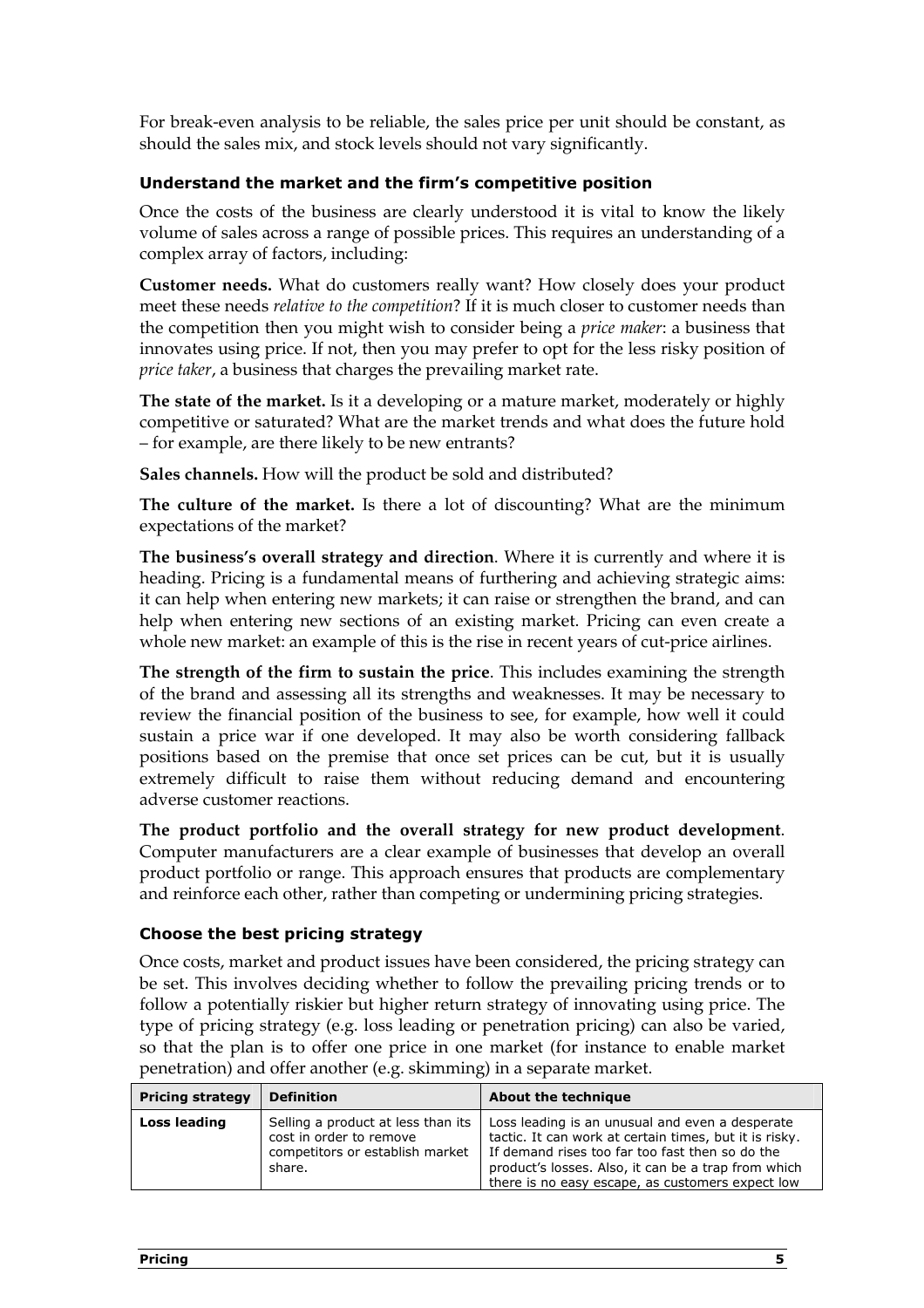For break-even analysis to be reliable, the sales price per unit should be constant, as should the sales mix, and stock levels should not vary significantly.

### Understand the market and the firm's competitive position

Once the costs of the business are clearly understood it is vital to know the likely volume of sales across a range of possible prices. This requires an understanding of a complex array of factors, including:

**Customer needs.** What do customers really want? How closely does your product meet these needs *relative to the competition*? If it is much closer to customer needs than the competition then you might wish to consider being a *price maker*: a business that innovates using price. If not, then you may prefer to opt for the less risky position of *price taker*, a business that charges the prevailing market rate.

**The state of the market.** Is it a developing or a mature market, moderately or highly competitive or saturated? What are the market trends and what does the future hold – for example, are there likely to be new entrants?

**Sales channels.** How will the product be sold and distributed?

**The culture of the market.** Is there a lot of discounting? What are the minimum expectations of the market?

**The business's overall strategy and direction**. Where it is currently and where it is heading. Pricing is a fundamental means of furthering and achieving strategic aims: it can help when entering new markets; it can raise or strengthen the brand, and can help when entering new sections of an existing market. Pricing can even create a whole new market: an example of this is the rise in recent years of cut-price airlines.

**The strength of the firm to sustain the price**. This includes examining the strength of the brand and assessing all its strengths and weaknesses. It may be necessary to review the financial position of the business to see, for example, how well it could sustain a price war if one developed. It may also be worth considering fallback positions based on the premise that once set prices can be cut, but it is usually extremely difficult to raise them without reducing demand and encountering adverse customer reactions.

**The product portfolio and the overall strategy for new product development**. Computer manufacturers are a clear example of businesses that develop an overall product portfolio or range. This approach ensures that products are complementary and reinforce each other, rather than competing or undermining pricing strategies.

### Choose the best pricing strategy

Once costs, market and product issues have been considered, the pricing strategy can be set. This involves deciding whether to follow the prevailing pricing trends or to follow a potentially riskier but higher return strategy of innovating using price. The type of pricing strategy (e.g. loss leading or penetration pricing) can also be varied, so that the plan is to offer one price in one market (for instance to enable market penetration) and offer another (e.g. skimming) in a separate market.

| Pricing strategy | Definition | About the technique |
|---|---|---|
| **Loss leading** | Selling a product at less than its cost in order to remove competitors or establish market share. | Loss leading is an unusual and even a desperate tactic. It can work at certain times, but it is risky. If demand rises too far too fast then so do the product's losses. Also, it can be a trap from which there is no easy escape, as customers expect low |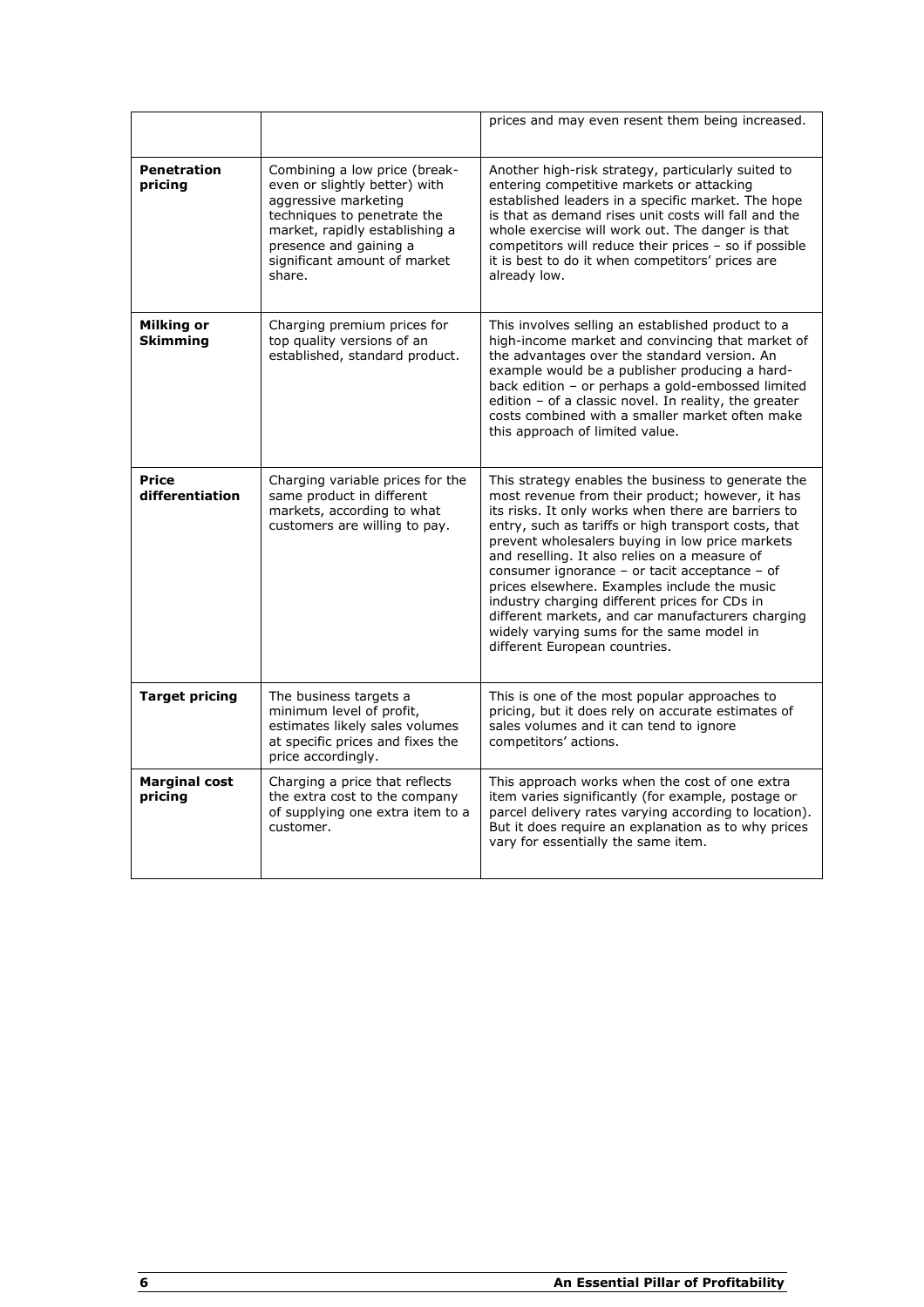| | | |
|---|---|---|
| | | prices and may even resent them being increased. |
| **Penetration pricing** | Combining a low price (break-even or slightly better) with aggressive marketing techniques to penetrate the market, rapidly establishing a presence and gaining a significant amount of market share. | Another high-risk strategy, particularly suited to entering competitive markets or attacking established leaders in a specific market. The hope is that as demand rises unit costs will fall and the whole exercise will work out. The danger is that competitors will reduce their prices – so if possible it is best to do it when competitors' prices are already low. |
| **Milking or Skimming** | Charging premium prices for top quality versions of an established, standard product. | This involves selling an established product to a high-income market and convincing that market of the advantages over the standard version. An example would be a publisher producing a hard-back edition – or perhaps a gold-embossed limited edition – of a classic novel. In reality, the greater costs combined with a smaller market often make this approach of limited value. |
| **Price differentiation** | Charging variable prices for the same product in different markets, according to what customers are willing to pay. | This strategy enables the business to generate the most revenue from their product; however, it has its risks. It only works when there are barriers to entry, such as tariffs or high transport costs, that prevent wholesalers buying in low price markets and reselling. It also relies on a measure of consumer ignorance – or tacit acceptance – of prices elsewhere. Examples include the music industry charging different prices for CDs in different markets, and car manufacturers charging widely varying sums for the same model in different European countries. |
| **Target pricing** | The business targets a minimum level of profit, estimates likely sales volumes at specific prices and fixes the price accordingly. | This is one of the most popular approaches to pricing, but it does rely on accurate estimates of sales volumes and it can tend to ignore competitors' actions. |
| **Marginal cost pricing** | Charging a price that reflects the extra cost to the company of supplying one extra item to a customer. | This approach works when the cost of one extra item varies significantly (for example, postage or parcel delivery rates varying according to location). But it does require an explanation as to why prices vary for essentially the same item. |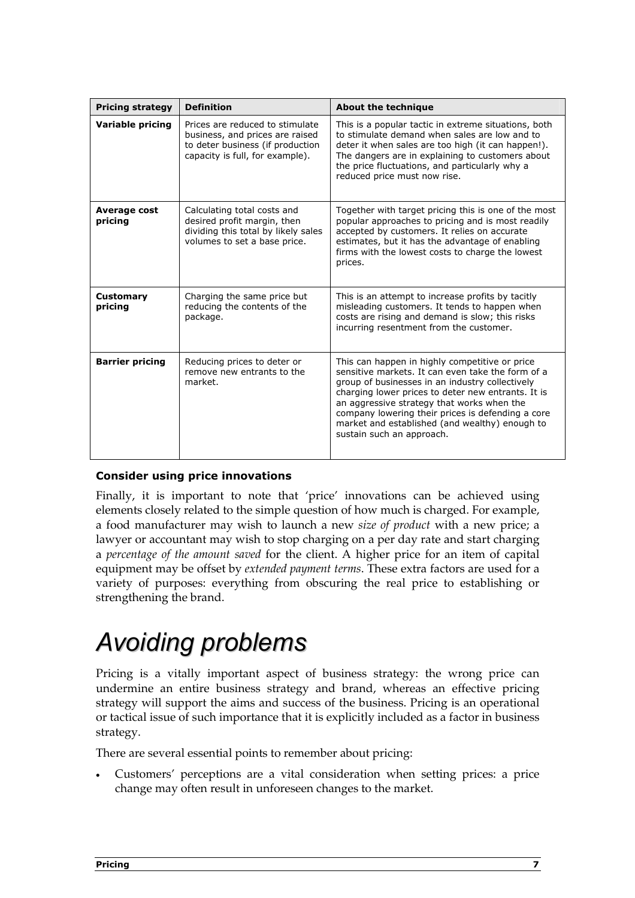| Pricing strategy | Definition | About the technique |
| --- | --- | --- |
| **Variable pricing** | Prices are reduced to stimulate business, and prices are raised to deter business (if production capacity is full, for example). | This is a popular tactic in extreme situations, both to stimulate demand when sales are low and to deter it when sales are too high (it can happen!). The dangers are in explaining to customers about the price fluctuations, and particularly why a reduced price must now rise. |
| **Average cost pricing** | Calculating total costs and desired profit margin, then dividing this total by likely sales volumes to set a base price. | Together with target pricing this is one of the most popular approaches to pricing and is most readily accepted by customers. It relies on accurate estimates, but it has the advantage of enabling firms with the lowest costs to charge the lowest prices. |
| **Customary pricing** | Charging the same price but reducing the contents of the package. | This is an attempt to increase profits by tacitly misleading customers. It tends to happen when costs are rising and demand is slow; this risks incurring resentment from the customer. |
| **Barrier pricing** | Reducing prices to deter or remove new entrants to the market. | This can happen in highly competitive or price sensitive markets. It can even take the form of a group of businesses in an industry collectively charging lower prices to deter new entrants. It is an aggressive strategy that works when the company lowering their prices is defending a core market and established (and wealthy) enough to sustain such an approach. |

### Consider using price innovations

Finally, it is important to note that 'price' innovations can be achieved using elements closely related to the simple question of how much is charged. For example, a food manufacturer may wish to launch a new *size of product* with a new price; a lawyer or accountant may wish to stop charging on a per day rate and start charging a *percentage of the amount saved* for the client. A higher price for an item of capital equipment may be offset by *extended payment terms*. These extra factors are used for a variety of purposes: everything from obscuring the real price to establishing or strengthening the brand.

# Avoiding problems

Pricing is a vitally important aspect of business strategy: the wrong price can undermine an entire business strategy and brand, whereas an effective pricing strategy will support the aims and success of the business. Pricing is an operational or tactical issue of such importance that it is explicitly included as a factor in business strategy.

There are several essential points to remember about pricing:

- Customers' perceptions are a vital consideration when setting prices: a price change may often result in unforeseen changes to the market.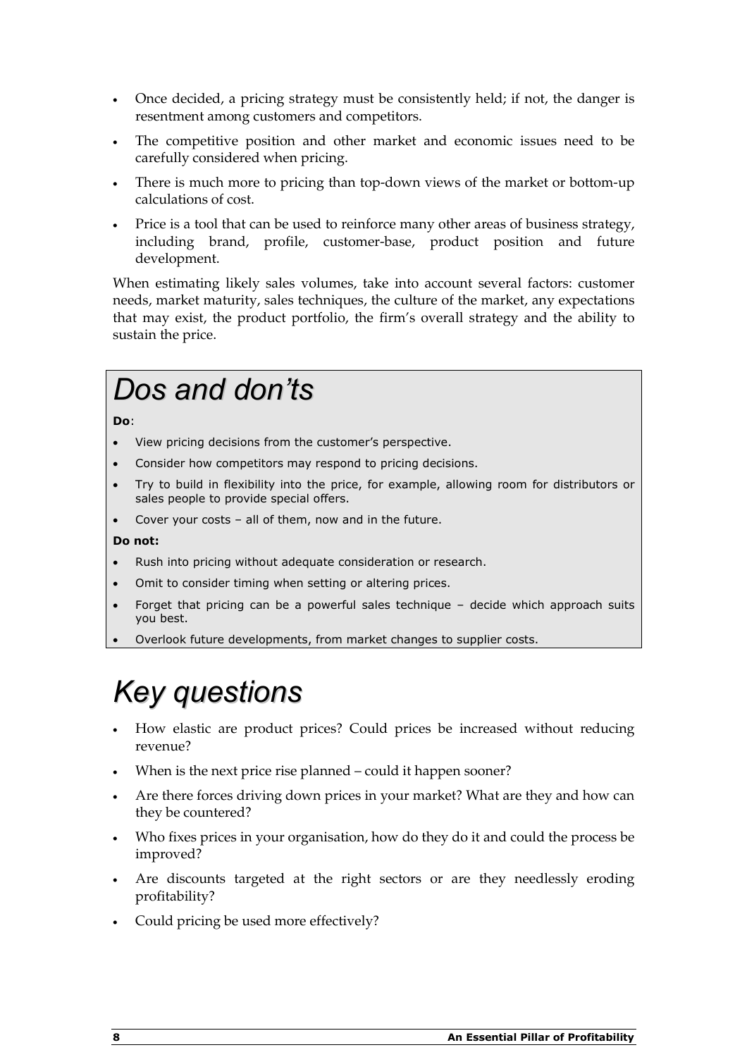- Once decided, a pricing strategy must be consistently held; if not, the danger is resentment among customers and competitors.
- The competitive position and other market and economic issues need to be carefully considered when pricing.
- There is much more to pricing than top-down views of the market or bottom-up calculations of cost.
- Price is a tool that can be used to reinforce many other areas of business strategy, including brand, profile, customer-base, product position and future development.

When estimating likely sales volumes, take into account several factors: customer needs, market maturity, sales techniques, the culture of the market, any expectations that may exist, the product portfolio, the firm's overall strategy and the ability to sustain the price.

# *Dos and don'ts*

**Do**:

- View pricing decisions from the customer's perspective.
- Consider how competitors may respond to pricing decisions.
- Try to build in flexibility into the price, for example, allowing room for distributors or sales people to provide special offers.
- Cover your costs – all of them, now and in the future.

**Do not:**

- Rush into pricing without adequate consideration or research.
- Omit to consider timing when setting or altering prices.
- Forget that pricing can be a powerful sales technique – decide which approach suits you best.
- Overlook future developments, from market changes to supplier costs.

# *Key questions*

- How elastic are product prices? Could prices be increased without reducing revenue?
- When is the next price rise planned – could it happen sooner?
- Are there forces driving down prices in your market? What are they and how can they be countered?
- Who fixes prices in your organisation, how do they do it and could the process be improved?
- Are discounts targeted at the right sectors or are they needlessly eroding profitability?
- Could pricing be used more effectively?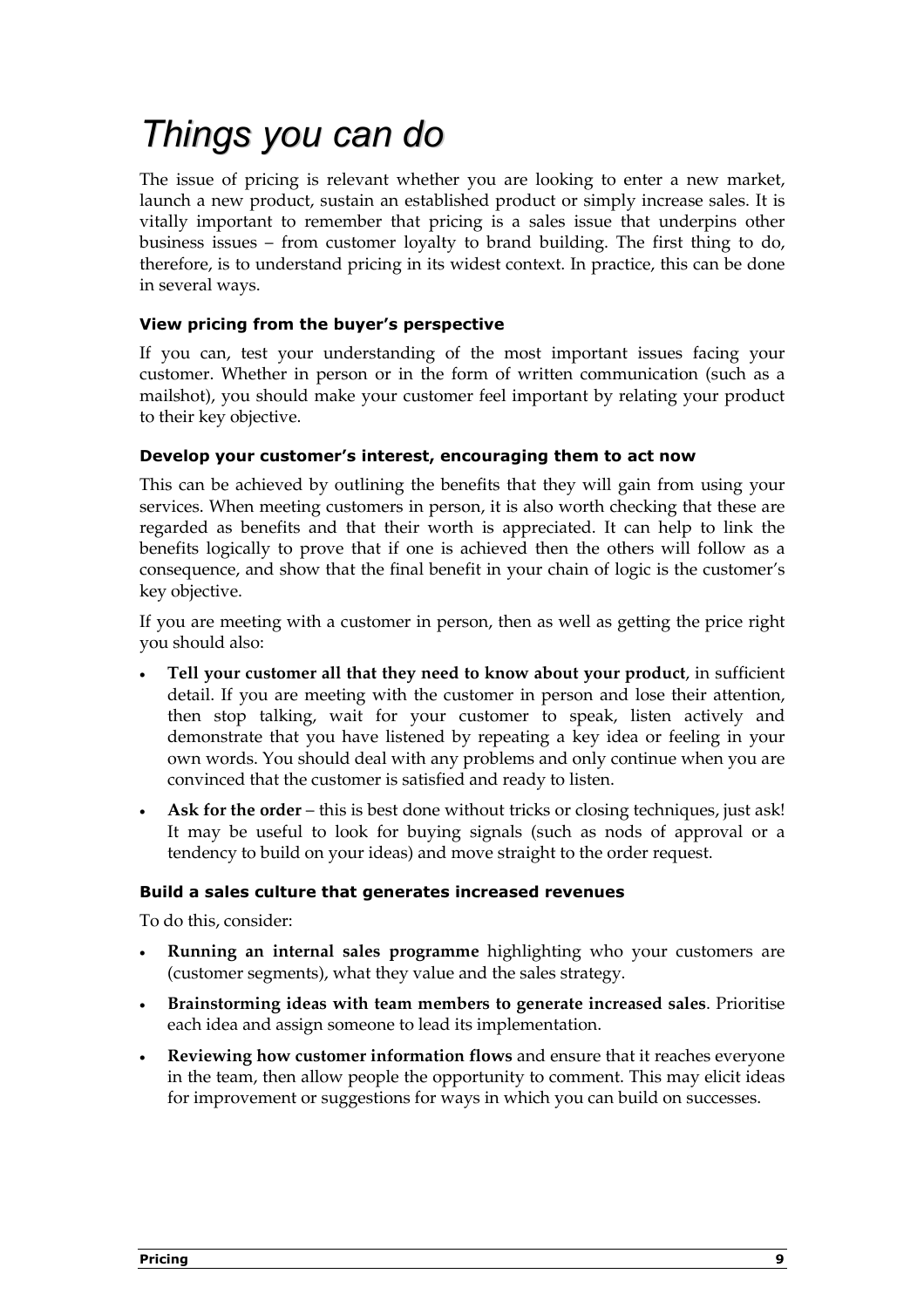# *Things you can do*

The issue of pricing is relevant whether you are looking to enter a new market, launch a new product, sustain an established product or simply increase sales. It is vitally important to remember that pricing is a sales issue that underpins other business issues – from customer loyalty to brand building. The first thing to do, therefore, is to understand pricing in its widest context. In practice, this can be done in several ways.

### View pricing from the buyer's perspective

If you can, test your understanding of the most important issues facing your customer. Whether in person or in the form of written communication (such as a mailshot), you should make your customer feel important by relating your product to their key objective.

### Develop your customer's interest, encouraging them to act now

This can be achieved by outlining the benefits that they will gain from using your services. When meeting customers in person, it is also worth checking that these are regarded as benefits and that their worth is appreciated. It can help to link the benefits logically to prove that if one is achieved then the others will follow as a consequence, and show that the final benefit in your chain of logic is the customer's key objective.

If you are meeting with a customer in person, then as well as getting the price right you should also:

- **Tell your customer all that they need to know about your product**, in sufficient detail. If you are meeting with the customer in person and lose their attention, then stop talking, wait for your customer to speak, listen actively and demonstrate that you have listened by repeating a key idea or feeling in your own words. You should deal with any problems and only continue when you are convinced that the customer is satisfied and ready to listen.
- **Ask for the order** – this is best done without tricks or closing techniques, just ask! It may be useful to look for buying signals (such as nods of approval or a tendency to build on your ideas) and move straight to the order request.

### Build a sales culture that generates increased revenues

To do this, consider:

- **Running an internal sales programme** highlighting who your customers are (customer segments), what they value and the sales strategy.
- **Brainstorming ideas with team members to generate increased sales**. Prioritise each idea and assign someone to lead its implementation.
- **Reviewing how customer information flows** and ensure that it reaches everyone in the team, then allow people the opportunity to comment. This may elicit ideas for improvement or suggestions for ways in which you can build on successes.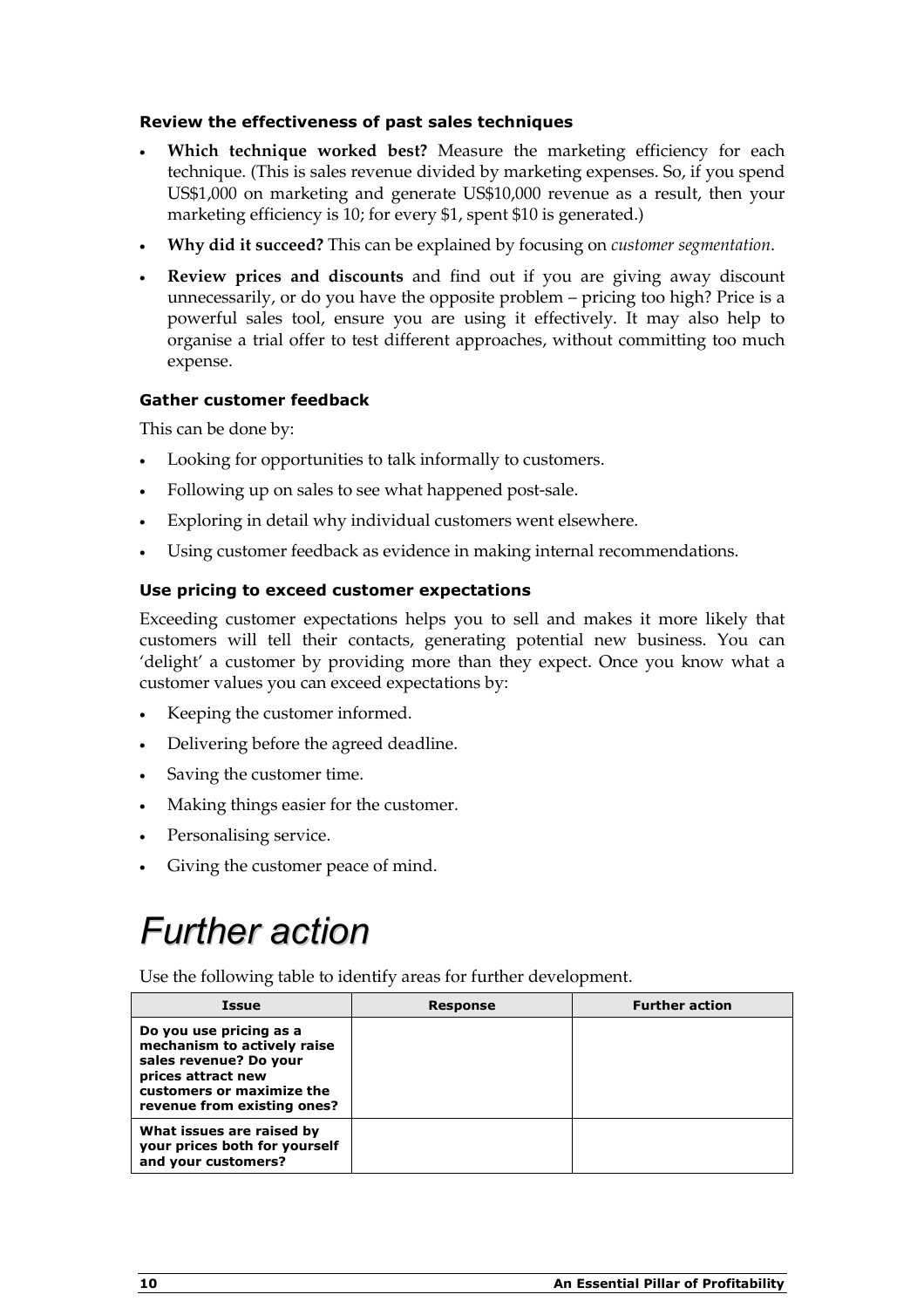### Review the effectiveness of past sales techniques

- **Which technique worked best?** Measure the marketing efficiency for each technique. (This is sales revenue divided by marketing expenses. So, if you spend US$1,000 on marketing and generate US$10,000 revenue as a result, then your marketing efficiency is 10; for every $1, spent $10 is generated.)
- **Why did it succeed?** This can be explained by focusing on *customer segmentation*.
- **Review prices and discounts** and find out if you are giving away discount unnecessarily, or do you have the opposite problem – pricing too high? Price is a powerful sales tool, ensure you are using it effectively. It may also help to organise a trial offer to test different approaches, without committing too much expense.

### Gather customer feedback

This can be done by:

- Looking for opportunities to talk informally to customers.
- Following up on sales to see what happened post-sale.
- Exploring in detail why individual customers went elsewhere.
- Using customer feedback as evidence in making internal recommendations.

### Use pricing to exceed customer expectations

Exceeding customer expectations helps you to sell and makes it more likely that customers will tell their contacts, generating potential new business. You can 'delight' a customer by providing more than they expect. Once you know what a customer values you can exceed expectations by:

- Keeping the customer informed.
- Delivering before the agreed deadline.
- Saving the customer time.
- Making things easier for the customer.
- Personalising service.
- Giving the customer peace of mind.

# Further action

Use the following table to identify areas for further development.

| Issue | Response | Further action |
|---|---|---|
| **Do you use pricing as a mechanism to actively raise sales revenue? Do your prices attract new customers or maximize the revenue from existing ones?** | | |
| **What issues are raised by your prices both for yourself and your customers?** | | |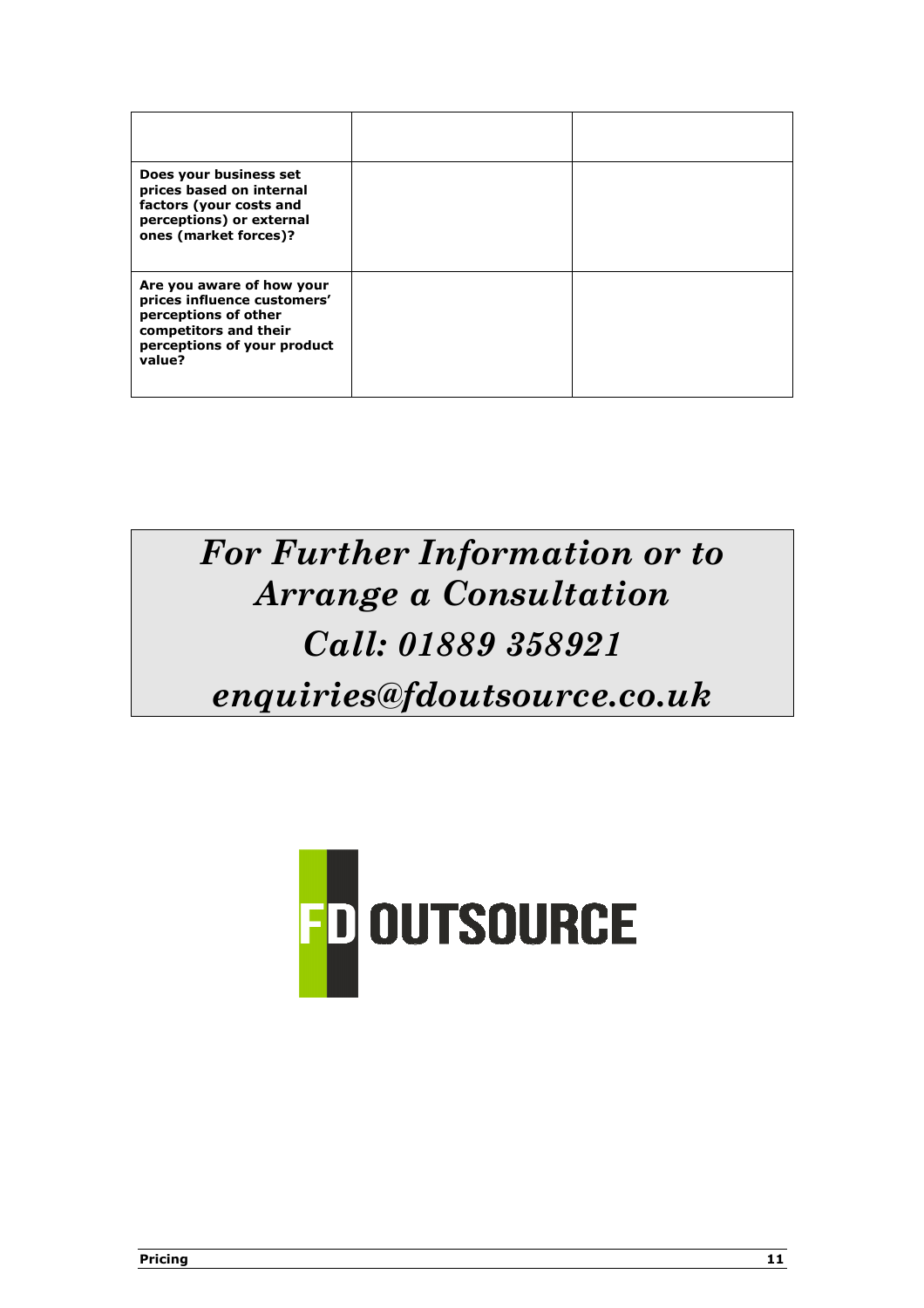| | | |
|---|---|---|
| | | |
| **Does your business set prices based on internal factors (your costs and perceptions) or external ones (market forces)?** | | |
| **Are you aware of how your prices influence customers' perceptions of other competitors and their perceptions of your product value?** | | |

***For Further Information or to Arrange a Consultation***

***Call: 01889 358921***

***enquiries@fdoutsource.co.uk***

FD OUTSOURCE